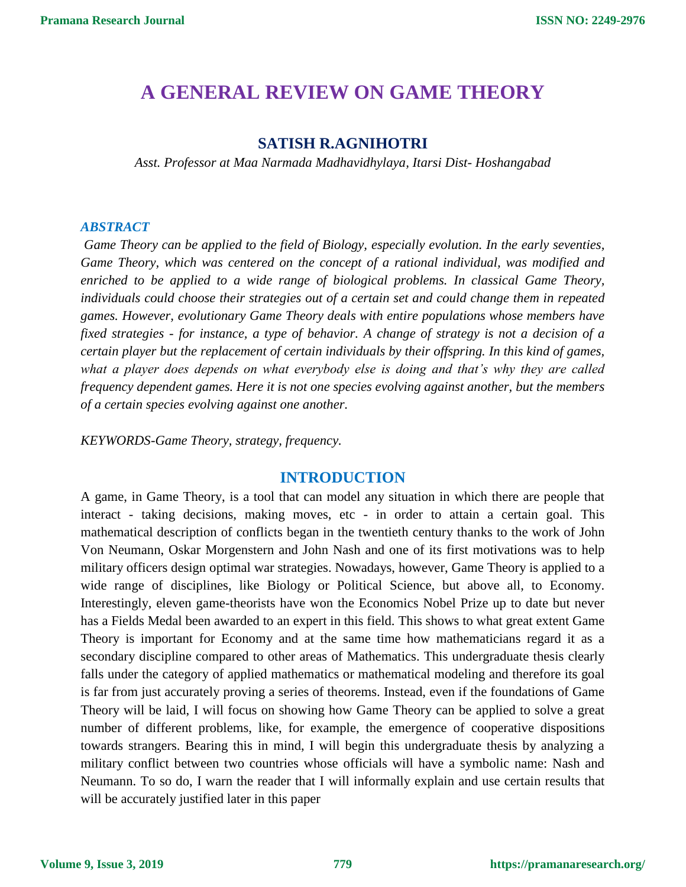# A GENERAL REVIEW ON GAME THEORY

## SATISH R.AGNIHOTRI

*Asst. Professor at Maa Narmada Madhavidhylaya, Itarsi Dist- Hoshangabad*

### *ABSTRACT*

*Game Theory can be applied to the field of Biology, especially evolution. In the early seventies, Game Theory, which was centered on the concept of a rational individual, was modified and enriched to be applied to a wide range of biological problems. In classical Game Theory, individuals could choose their strategies out of a certain set and could change them in repeated games. However, evolutionary Game Theory deals with entire populations whose members have fixed strategies - for instance, a type of behavior. A change of strategy is not a decision of a certain player but the replacement of certain individuals by their offspring. In this kind of games, what a player does depends on what everybody else is doing and that's why they are called frequency dependent games. Here it is not one species evolving against another, but the members of a certain species evolving against one another.*

*KEYWORDS-Game Theory, strategy, frequency.*

## INTRODUCTION

A game, in Game Theory, is a tool that can model any situation in which there are people that interact - taking decisions, making moves, etc - in order to attain a certain goal. This mathematical description of conflicts began in the twentieth century thanks to the work of John Von Neumann, Oskar Morgenstern and John Nash and one of its first motivations was to help military officers design optimal war strategies. Nowadays, however, Game Theory is applied to a wide range of disciplines, like Biology or Political Science, but above all, to Economy. Interestingly, eleven game-theorists have won the Economics Nobel Prize up to date but never has a Fields Medal been awarded to an expert in this field. This shows to what great extent Game Theory is important for Economy and at the same time how mathematicians regard it as a secondary discipline compared to other areas of Mathematics. This undergraduate thesis clearly falls under the category of applied mathematics or mathematical modeling and therefore its goal is far from just accurately proving a series of theorems. Instead, even if the foundations of Game Theory will be laid, I will focus on showing how Game Theory can be applied to solve a great number of different problems, like, for example, the emergence of cooperative dispositions towards strangers. Bearing this in mind, I will begin this undergraduate thesis by analyzing a military conflict between two countries whose officials will have a symbolic name: Nash and Neumann. To so do, I warn the reader that I will informally explain and use certain results that will be accurately justified later in this paper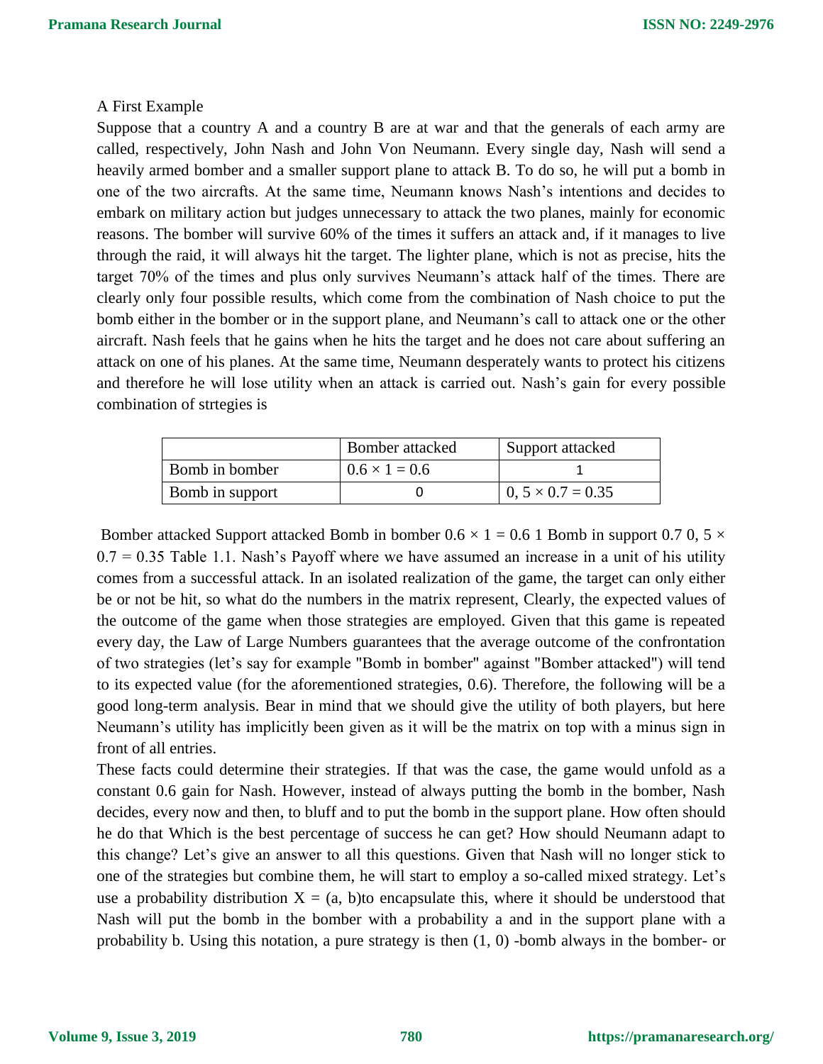A First Example

Suppose that a country A and a country B are at war and that the generals of each army are called, respectively, John Nash and John Von Neumann. Every single day, Nash will send a heavily armed bomber and a smaller support plane to attack B. To do so, he will put a bomb in one of the two aircrafts. At the same time, Neumann knows Nash's intentions and decides to embark on military action but judges unnecessary to attack the two planes, mainly for economic reasons. The bomber will survive 60% of the times it suffers an attack and, if it manages to live through the raid, it will always hit the target. The lighter plane, which is not as precise, hits the target 70% of the times and plus only survives Neumann's attack half of the times. There are clearly only four possible results, which come from the combination of Nash choice to put the bomb either in the bomber or in the support plane, and Neumann's call to attack one or the other aircraft. Nash feels that he gains when he hits the target and he does not care about suffering an attack on one of his planes. At the same time, Neumann desperately wants to protect his citizens and therefore he will lose utility when an attack is carried out. Nash's gain for every possible combination of strtegies is

| | Bomber attacked | Support attacked |
|---|---|---|
| Bomb in bomber | $0.6 \times 1 = 0.6$ | 1 |
| Bomb in support | 0 | $0, 5 \times 0.7 = 0.35$ |

Bomber attacked Support attacked Bomb in bomber $0.6 \times 1 = 0.6$ 1 Bomb in support 0.7 0, $5 \times 0.7 = 0.35$ Table 1.1. Nash's Payoff where we have assumed an increase in a unit of his utility comes from a successful attack. In an isolated realization of the game, the target can only either be or not be hit, so what do the numbers in the matrix represent, Clearly, the expected values of the outcome of the game when those strategies are employed. Given that this game is repeated every day, the Law of Large Numbers guarantees that the average outcome of the confrontation of two strategies (let's say for example "Bomb in bomber" against "Bomber attacked") will tend to its expected value (for the aforementioned strategies, 0.6). Therefore, the following will be a good long-term analysis. Bear in mind that we should give the utility of both players, but here Neumann's utility has implicitly been given as it will be the matrix on top with a minus sign in front of all entries.

These facts could determine their strategies. If that was the case, the game would unfold as a constant 0.6 gain for Nash. However, instead of always putting the bomb in the bomber, Nash decides, every now and then, to bluff and to put the bomb in the support plane. How often should he do that Which is the best percentage of success he can get? How should Neumann adapt to this change? Let's give an answer to all this questions. Given that Nash will no longer stick to one of the strategies but combine them, he will start to employ a so-called mixed strategy. Let's use a probability distribution $X = (a, b)$to encapsulate this, where it should be understood that Nash will put the bomb in the bomber with a probability a and in the support plane with a probability b. Using this notation, a pure strategy is then (1, 0) -bomb always in the bomber- or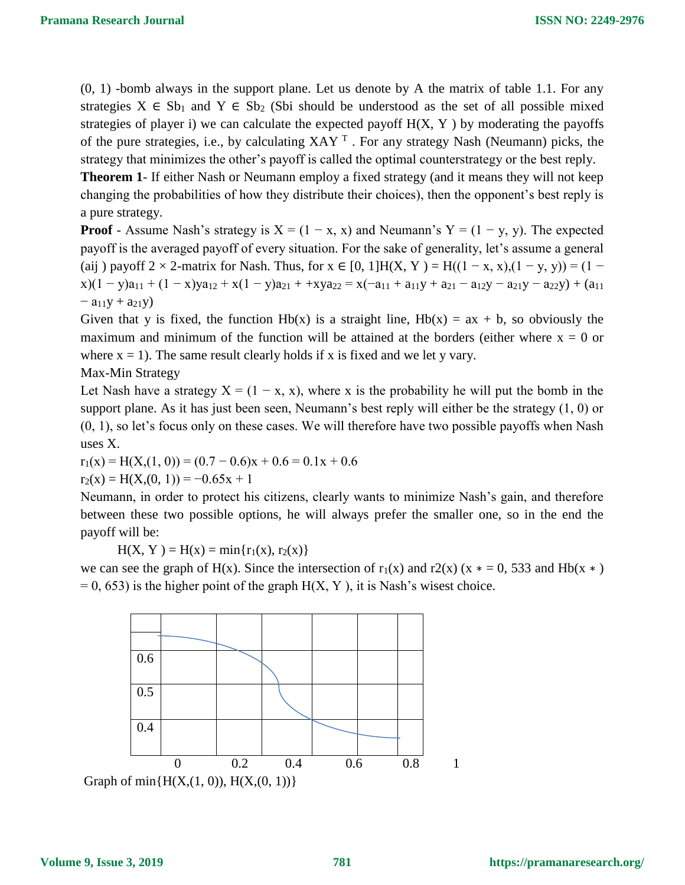(0, 1) -bomb always in the support plane. Let us denote by A the matrix of table 1.1. For any strategies $X \in Sb_1$ and $Y \in Sb_2$ (Sbi should be understood as the set of all possible mixed strategies of player i) we can calculate the expected payoff H(X, Y ) by moderating the payoffs of the pure strategies, i.e., by calculating $XAY^T$. For any strategy Nash (Neumann) picks, the strategy that minimizes the other's payoff is called the optimal counterstrategy or the best reply.

**Theorem 1**- If either Nash or Neumann employ a fixed strategy (and it means they will not keep changing the probabilities of how they distribute their choices), then the opponent's best reply is a pure strategy.

**Proof** - Assume Nash's strategy is $X = (1 - x, x)$ and Neumann's $Y = (1 - y, y)$. The expected payoff is the averaged payoff of every situation. For the sake of generality, let's assume a general ($a_{ij}$) payoff 2 × 2-matrix for Nash. Thus, for $x \in [0, 1]$ $H(X, Y) = H((1 - x, x),(1 - y, y)) = (1 - x)(1 - y)a_{11} + (1 - x)ya_{12} + x(1 - y)a_{21} + +xya_{22} = x(-a_{11} + a_{11}y + a_{21} - a_{12}y - a_{21}y - a_{22}y) + (a_{11} - a_{11}y + a_{21}y)$

Given that y is fixed, the function Hb(x) is a straight line, Hb(x) = ax + b, so obviously the maximum and minimum of the function will be attained at the borders (either where x = 0 or where x = 1). The same result clearly holds if x is fixed and we let y vary.

Max-Min Strategy

Let Nash have a strategy $X = (1 - x, x)$, where x is the probability he will put the bomb in the support plane. As it has just been seen, Neumann's best reply will either be the strategy (1, 0) or (0, 1), so let's focus only on these cases. We will therefore have two possible payoffs when Nash uses X.

$r_1(x) = H(X,(1, 0)) = (0.7 - 0.6)x + 0.6 = 0.1x + 0.6$

$r_2(x) = H(X,(0, 1)) = -0.65x + 1$

Neumann, in order to protect his citizens, clearly wants to minimize Nash's gain, and therefore between these two possible options, he will always prefer the smaller one, so in the end the payoff will be:

$$H(X, Y) = H(x) = \min\{r_1(x), r_2(x)\}$$

we can see the graph of H(x). Since the intersection of $r_1(x)$ and $r_2(x)$ ($x* = 0,533$ and $Hb(x*) = 0,653$) is the higher point of the graph H(X, Y ), it is Nash's wisest choice.

Graph of min{H(X,(1, 0)), H(X,(0, 1))}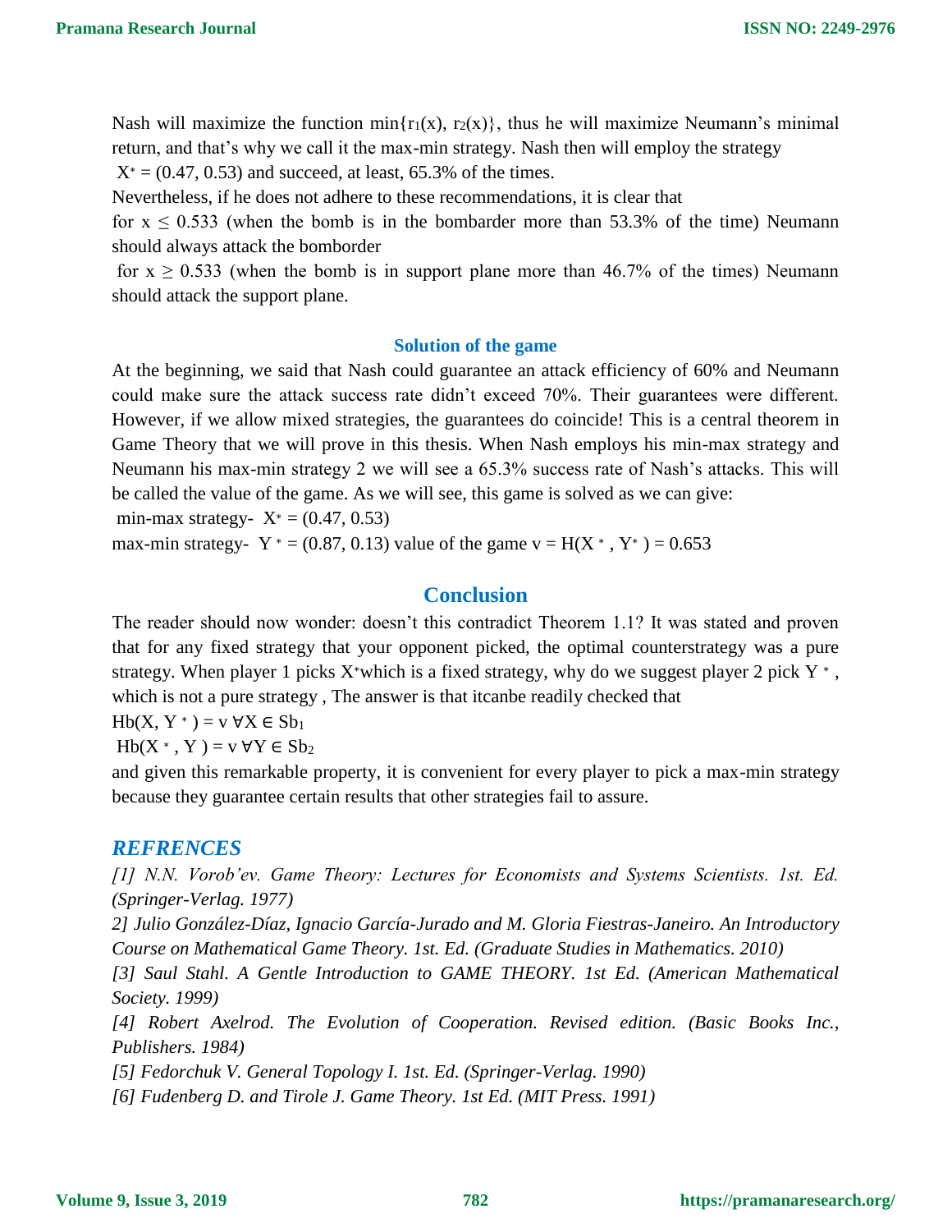Nash will maximize the function $\min\{r_1(x), r_2(x)\}$, thus he will maximize Neumann's minimal return, and that's why we call it the max-min strategy. Nash then will employ the strategy

$X^* = (0.47, 0.53)$ and succeed, at least, 65.3% of the times.

Nevertheless, if he does not adhere to these recommendations, it is clear that

for $x \leq 0.533$ (when the bomb is in the bombarder more than 53.3% of the time) Neumann should always attack the bomborder

for $x \geq 0.533$ (when the bomb is in support plane more than 46.7% of the times) Neumann should attack the support plane.

### Solution of the game

At the beginning, we said that Nash could guarantee an attack efficiency of 60% and Neumann could make sure the attack success rate didn't exceed 70%. Their guarantees were different. However, if we allow mixed strategies, the guarantees do coincide! This is a central theorem in Game Theory that we will prove in this thesis. When Nash employs his min-max strategy and Neumann his max-min strategy 2 we will see a 65.3% success rate of Nash's attacks. This will be called the value of the game. As we will see, this game is solved as we can give:

min-max strategy- $X^* = (0.47, 0.53)$

max-min strategy- $Y^* = (0.87, 0.13)$ value of the game $v = H(X^*, Y^*) = 0.653$

## Conclusion

The reader should now wonder: doesn't this contradict Theorem 1.1? It was stated and proven that for any fixed strategy that your opponent picked, the optimal counterstrategy was a pure strategy. When player 1 picks $X^*$which is a fixed strategy, why do we suggest player 2 pick $Y^*$, which is not a pure strategy , The answer is that itcanbe readily checked that

$Hb(X, Y^*) = v \ \forall X \in Sb_1$

$Hb(X^*, Y) = v \ \forall Y \in Sb_2$

and given this remarkable property, it is convenient for every player to pick a max-min strategy because they guarantee certain results that other strategies fail to assure.

## *REFRENCES*

*[1] N.N. Vorob'ev. Game Theory: Lectures for Economists and Systems Scientists. 1st. Ed. (Springer-Verlag. 1977)*

*2] Julio González-Díaz, Ignacio García-Jurado and M. Gloria Fiestras-Janeiro. An Introductory Course on Mathematical Game Theory. 1st. Ed. (Graduate Studies in Mathematics. 2010)*

*[3] Saul Stahl. A Gentle Introduction to GAME THEORY. 1st Ed. (American Mathematical Society. 1999)*

*[4] Robert Axelrod. The Evolution of Cooperation. Revised edition. (Basic Books Inc., Publishers. 1984)*

*[5] Fedorchuk V. General Topology I. 1st. Ed. (Springer-Verlag. 1990)*

*[6] Fudenberg D. and Tirole J. Game Theory. 1st Ed. (MIT Press. 1991)*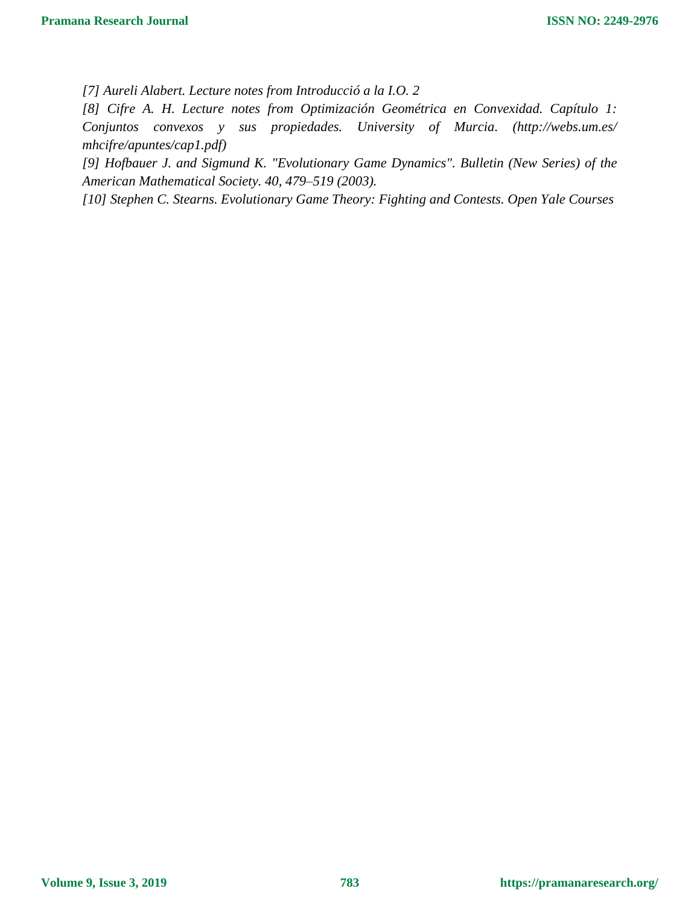*[7] Aureli Alabert. Lecture notes from Introducció a la I.O. 2*

*[8] Cifre A. H. Lecture notes from Optimización Geométrica en Convexidad. Capítulo 1: Conjuntos convexos y sus propiedades. University of Murcia. (http://webs.um.es/mhcifre/apuntes/cap1.pdf)*

*[9] Hofbauer J. and Sigmund K. "Evolutionary Game Dynamics". Bulletin (New Series) of the American Mathematical Society. 40, 479–519 (2003).*

*[10] Stephen C. Stearns. Evolutionary Game Theory: Fighting and Contests. Open Yale Courses*